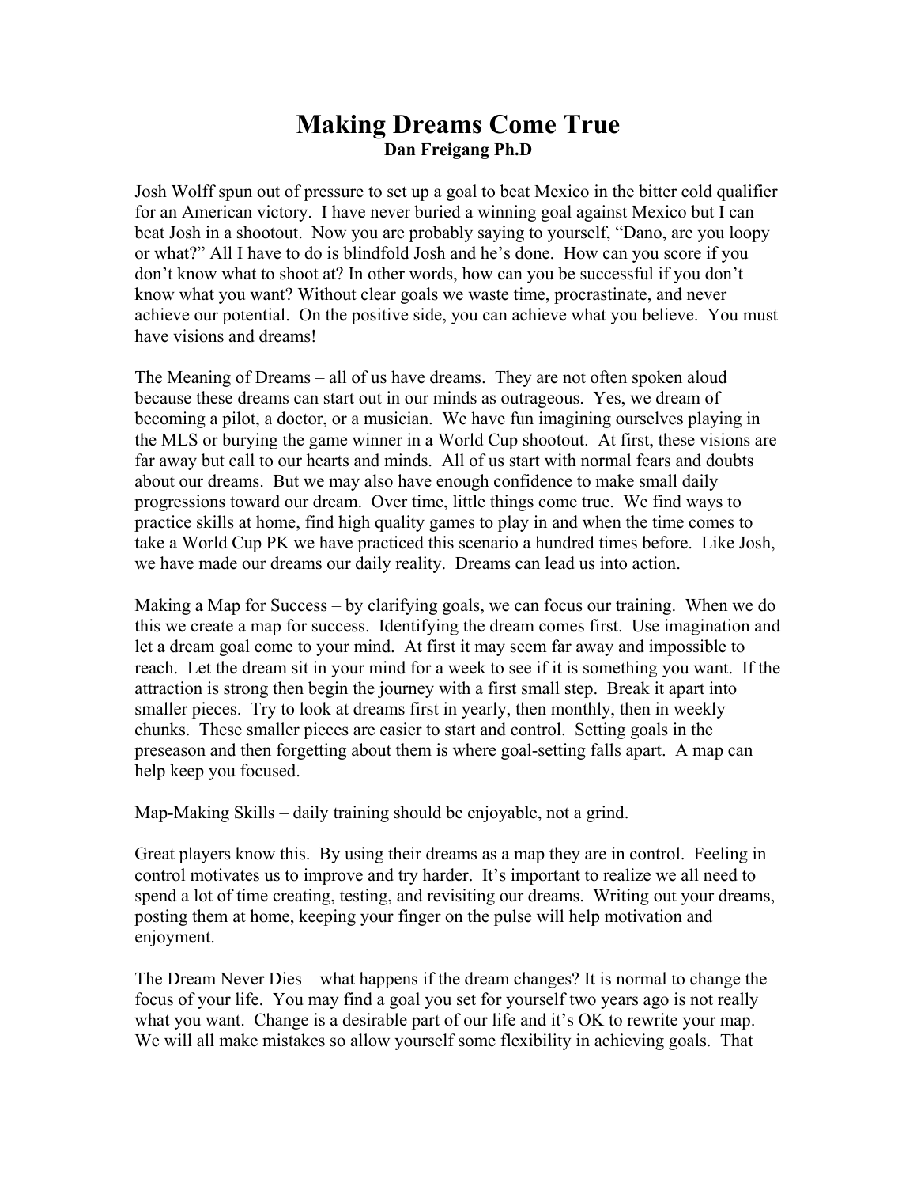# Making Dreams Come True

**Dan Freigang Ph.D**

Josh Wolff spun out of pressure to set up a goal to beat Mexico in the bitter cold qualifier for an American victory. I have never buried a winning goal against Mexico but I can beat Josh in a shootout. Now you are probably saying to yourself, "Dano, are you loopy or what?" All I have to do is blindfold Josh and he's done. How can you score if you don't know what to shoot at? In other words, how can you be successful if you don't know what you want? Without clear goals we waste time, procrastinate, and never achieve our potential. On the positive side, you can achieve what you believe. You must have visions and dreams!

The Meaning of Dreams – all of us have dreams. They are not often spoken aloud because these dreams can start out in our minds as outrageous. Yes, we dream of becoming a pilot, a doctor, or a musician. We have fun imagining ourselves playing in the MLS or burying the game winner in a World Cup shootout. At first, these visions are far away but call to our hearts and minds. All of us start with normal fears and doubts about our dreams. But we may also have enough confidence to make small daily progressions toward our dream. Over time, little things come true. We find ways to practice skills at home, find high quality games to play in and when the time comes to take a World Cup PK we have practiced this scenario a hundred times before. Like Josh, we have made our dreams our daily reality. Dreams can lead us into action.

Making a Map for Success – by clarifying goals, we can focus our training. When we do this we create a map for success. Identifying the dream comes first. Use imagination and let a dream goal come to your mind. At first it may seem far away and impossible to reach. Let the dream sit in your mind for a week to see if it is something you want. If the attraction is strong then begin the journey with a first small step. Break it apart into smaller pieces. Try to look at dreams first in yearly, then monthly, then in weekly chunks. These smaller pieces are easier to start and control. Setting goals in the preseason and then forgetting about them is where goal-setting falls apart. A map can help keep you focused.

Map-Making Skills – daily training should be enjoyable, not a grind.

Great players know this. By using their dreams as a map they are in control. Feeling in control motivates us to improve and try harder. It's important to realize we all need to spend a lot of time creating, testing, and revisiting our dreams. Writing out your dreams, posting them at home, keeping your finger on the pulse will help motivation and enjoyment.

The Dream Never Dies – what happens if the dream changes? It is normal to change the focus of your life. You may find a goal you set for yourself two years ago is not really what you want. Change is a desirable part of our life and it's OK to rewrite your map. We will all make mistakes so allow yourself some flexibility in achieving goals. That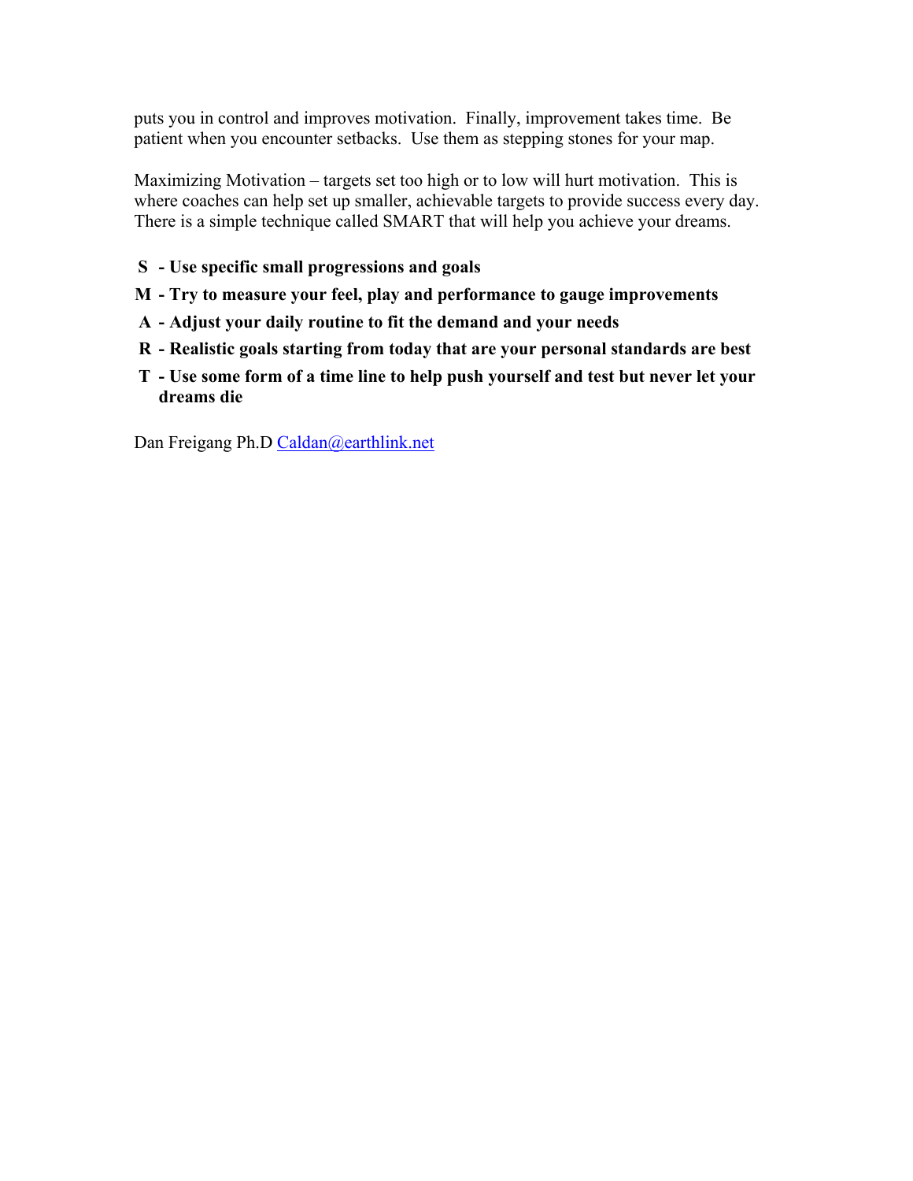puts you in control and improves motivation. Finally, improvement takes time. Be patient when you encounter setbacks. Use them as stepping stones for your map.

Maximizing Motivation – targets set too high or to low will hurt motivation. This is where coaches can help set up smaller, achievable targets to provide success every day. There is a simple technique called SMART that will help you achieve your dreams.

**S - Use specific small progressions and goals**

**M - Try to measure your feel, play and performance to gauge improvements**

**A - Adjust your daily routine to fit the demand and your needs**

**R - Realistic goals starting from today that are your personal standards are best**

**T - Use some form of a time line to help push yourself and test but never let your dreams die**

Dan Freigang Ph.D Caldan@earthlink.net